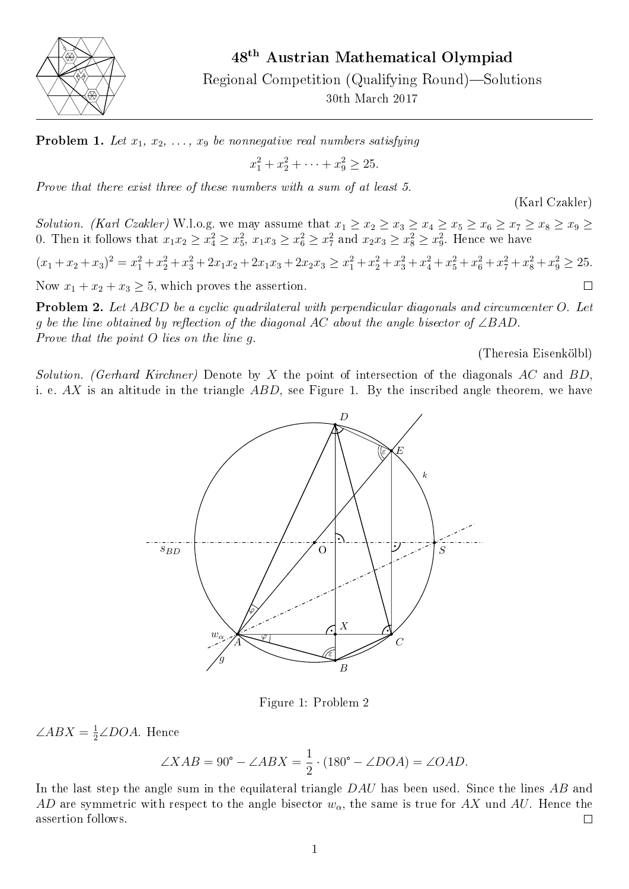# 48th Austrian Mathematical Olympiad

Regional Competition (Qualifying Round)—Solutions

30th March 2017

**Problem 1.** *Let $x_1, x_2, \ldots, x_9$ be nonnegative real numbers satisfying*

$$x_1^2 + x_2^2 + \cdots + x_9^2 \geq 25.$$

*Prove that there exist three of these numbers with a sum of at least 5.*

(Karl Czakler)

*Solution. (Karl Czakler)* W.l.o.g. we may assume that $x_1 \geq x_2 \geq x_3 \geq x_4 \geq x_5 \geq x_6 \geq x_7 \geq x_8 \geq x_9 \geq 0$. Then it follows that $x_1x_2 \geq x_4^2 \geq x_5^2$, $x_1x_3 \geq x_6^2 \geq x_7^2$ and $x_2x_3 \geq x_8^2 \geq x_9^2$. Hence we have

$$(x_1+x_2+x_3)^2 = x_1^2+x_2^2+x_3^2+2x_1x_2+2x_1x_3+2x_2x_3 \geq x_1^2+x_2^2+x_3^2+x_4^2+x_5^2+x_6^2+x_7^2+x_8^2+x_9^2 \geq 25.$$

Now $x_1 + x_2 + x_3 \geq 5$, which proves the assertion. □

**Problem 2.** *Let $ABCD$ be a cyclic quadrilateral with perpendicular diagonals and circumcenter $O$. Let $g$ be the line obtained by reflection of the diagonal $AC$ about the angle bisector of $\angle BAD$. Prove that the point $O$ lies on the line $g$.*

(Theresia Eisenkölbl)

*Solution. (Gerhard Kirchner)* Denote by $X$ the point of intersection of the diagonals $AC$ and $BD$, i. e. $AX$ is an altitude in the triangle $ABD$, see Figure 1. By the inscribed angle theorem, we have

Figure 1: Problem 2

$\angle ABX = \frac{1}{2}\angle DOA$. Hence

$$\angle XAB = 90° - \angle ABX = \frac{1}{2} \cdot (180° - \angle DOA) = \angle OAD.$$

In the last step the angle sum in the equilateral triangle $DAU$ has been used. Since the lines $AB$ and $AD$ are symmetric with respect to the angle bisector $w_\alpha$, the same is true for $AX$ und $AU$. Hence the assertion follows. □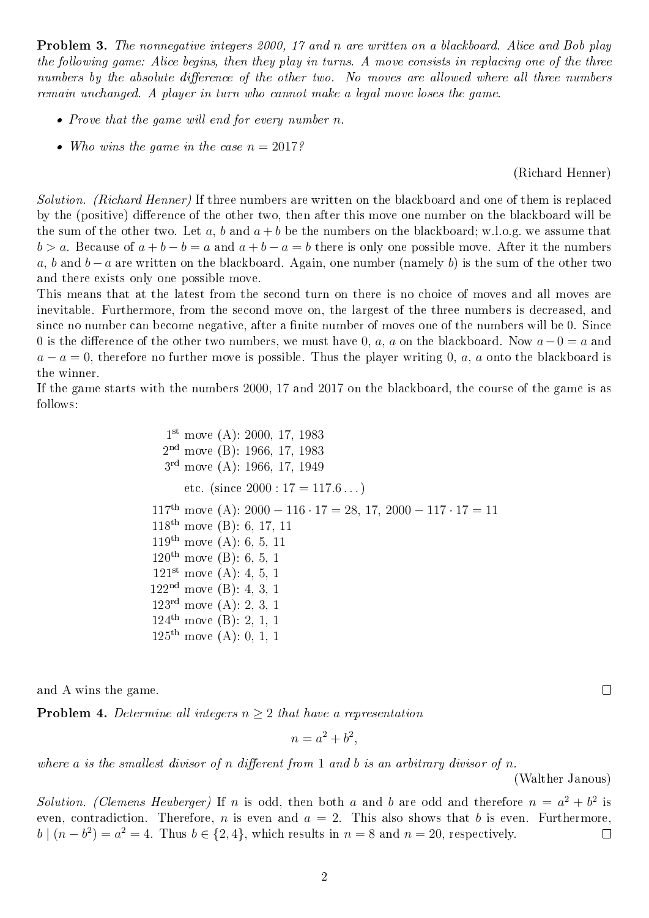**Problem 3.** *The nonnegative integers 2000, 17 and n are written on a blackboard. Alice and Bob play the following game: Alice begins, then they play in turns. A move consists in replacing one of the three numbers by the absolute difference of the other two. No moves are allowed where all three numbers remain unchanged. A player in turn who cannot make a legal move loses the game.*

- *Prove that the game will end for every number n.*
- *Who wins the game in the case $n = 2017$?*

(Richard Henner)

*Solution. (Richard Henner)* If three numbers are written on the blackboard and one of them is replaced by the (positive) difference of the other two, then after this move one number on the blackboard will be the sum of the other two. Let $a$, $b$ and $a+b$ be the numbers on the blackboard; w.l.o.g. we assume that $b > a$. Because of $a+b-b=a$ and $a+b-a=b$ there is only one possible move. After it the numbers $a$, $b$ and $b-a$ are written on the blackboard. Again, one number (namely $b$) is the sum of the other two and there exists only one possible move.

This means that at the latest from the second turn on there is no choice of moves and all moves are inevitable. Furthermore, from the second move on, the largest of the three numbers is decreased, and since no number can become negative, after a finite number of moves one of the numbers will be 0. Since 0 is the difference of the other two numbers, we must have 0, $a$, $a$ on the blackboard. Now $a-0=a$ and $a-a=0$, therefore no further move is possible. Thus the player writing 0, $a$, $a$ onto the blackboard is the winner.

If the game starts with the numbers 2000, 17 and 2017 on the blackboard, the course of the game is as follows:

1st move (A): 2000, 17, 1983
2nd move (B): 1966, 17, 1983
3rd move (A): 1966, 17, 1949
etc. (since $2000 : 17 = 117.6\ldots$)
117th move (A): $2000 - 116 \cdot 17 = 28$, 17, $2000 - 117 \cdot 17 = 11$
118th move (B): 6, 17, 11
119th move (A): 6, 5, 11
120th move (B): 6, 5, 1
121st move (A): 4, 5, 1
122nd move (B): 4, 3, 1
123rd move (A): 2, 3, 1
124th move (B): 2, 1, 1
125th move (A): 0, 1, 1

and A wins the game. □

**Problem 4.** *Determine all integers $n \geq 2$ that have a representation*

$$n = a^2 + b^2,$$

*where a is the smallest divisor of n different from 1 and b is an arbitrary divisor of n.*

(Walther Janous)

*Solution. (Clemens Heuberger)* If $n$ is odd, then both $a$ and $b$ are odd and therefore $n = a^2 + b^2$ is even, contradiction. Therefore, $n$ is even and $a = 2$. This also shows that $b$ is even. Furthermore, $b \mid (n - b^2) = a^2 = 4$. Thus $b \in \{2, 4\}$, which results in $n = 8$ and $n = 20$, respectively. □